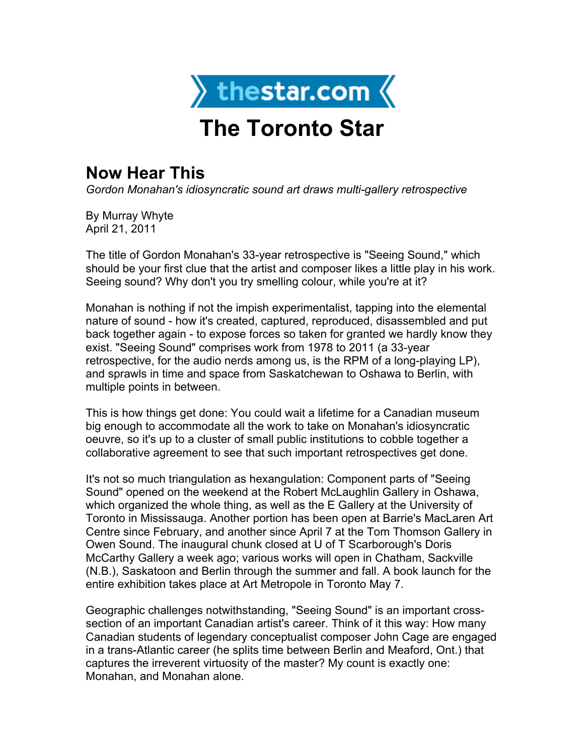# The Toronto Star

## Now Hear This

*Gordon Monahan's idiosyncratic sound art draws multi-gallery retrospective*

By Murray Whyte
April 21, 2011

The title of Gordon Monahan's 33-year retrospective is "Seeing Sound," which should be your first clue that the artist and composer likes a little play in his work. Seeing sound? Why don't you try smelling colour, while you're at it?

Monahan is nothing if not the impish experimentalist, tapping into the elemental nature of sound - how it's created, captured, reproduced, disassembled and put back together again - to expose forces so taken for granted we hardly know they exist. "Seeing Sound" comprises work from 1978 to 2011 (a 33-year retrospective, for the audio nerds among us, is the RPM of a long-playing LP), and sprawls in time and space from Saskatchewan to Oshawa to Berlin, with multiple points in between.

This is how things get done: You could wait a lifetime for a Canadian museum big enough to accommodate all the work to take on Monahan's idiosyncratic oeuvre, so it's up to a cluster of small public institutions to cobble together a collaborative agreement to see that such important retrospectives get done.

It's not so much triangulation as hexangulation: Component parts of "Seeing Sound" opened on the weekend at the Robert McLaughlin Gallery in Oshawa, which organized the whole thing, as well as the E Gallery at the University of Toronto in Mississauga. Another portion has been open at Barrie's MacLaren Art Centre since February, and another since April 7 at the Tom Thomson Gallery in Owen Sound. The inaugural chunk closed at U of T Scarborough's Doris McCarthy Gallery a week ago; various works will open in Chatham, Sackville (N.B.), Saskatoon and Berlin through the summer and fall. A book launch for the entire exhibition takes place at Art Metropole in Toronto May 7.

Geographic challenges notwithstanding, "Seeing Sound" is an important cross-section of an important Canadian artist's career. Think of it this way: How many Canadian students of legendary conceptualist composer John Cage are engaged in a trans-Atlantic career (he splits time between Berlin and Meaford, Ont.) that captures the irreverent virtuosity of the master? My count is exactly one: Monahan, and Monahan alone.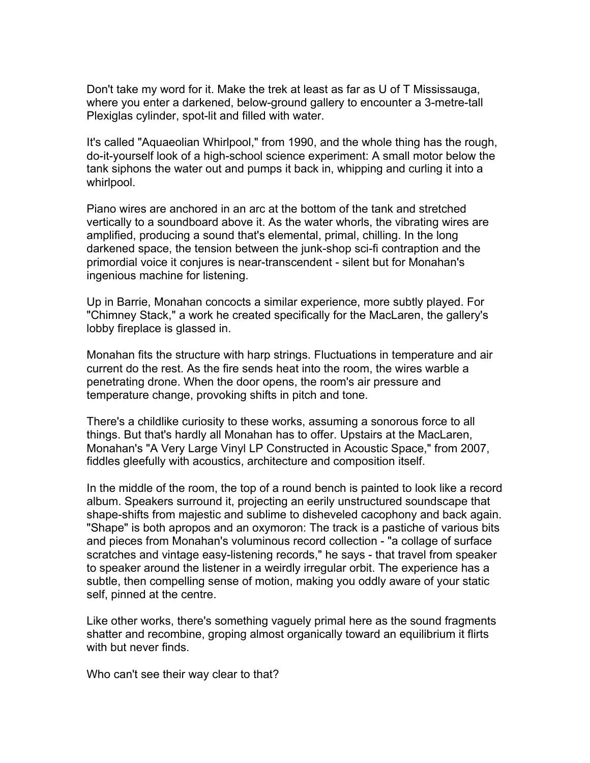Don't take my word for it. Make the trek at least as far as U of T Mississauga, where you enter a darkened, below-ground gallery to encounter a 3-metre-tall Plexiglas cylinder, spot-lit and filled with water.

It's called "Aquaeolian Whirlpool," from 1990, and the whole thing has the rough, do-it-yourself look of a high-school science experiment: A small motor below the tank siphons the water out and pumps it back in, whipping and curling it into a whirlpool.

Piano wires are anchored in an arc at the bottom of the tank and stretched vertically to a soundboard above it. As the water whorls, the vibrating wires are amplified, producing a sound that's elemental, primal, chilling. In the long darkened space, the tension between the junk-shop sci-fi contraption and the primordial voice it conjures is near-transcendent - silent but for Monahan's ingenious machine for listening.

Up in Barrie, Monahan concocts a similar experience, more subtly played. For "Chimney Stack," a work he created specifically for the MacLaren, the gallery's lobby fireplace is glassed in.

Monahan fits the structure with harp strings. Fluctuations in temperature and air current do the rest. As the fire sends heat into the room, the wires warble a penetrating drone. When the door opens, the room's air pressure and temperature change, provoking shifts in pitch and tone.

There's a childlike curiosity to these works, assuming a sonorous force to all things. But that's hardly all Monahan has to offer. Upstairs at the MacLaren, Monahan's "A Very Large Vinyl LP Constructed in Acoustic Space," from 2007, fiddles gleefully with acoustics, architecture and composition itself.

In the middle of the room, the top of a round bench is painted to look like a record album. Speakers surround it, projecting an eerily unstructured soundscape that shape-shifts from majestic and sublime to disheveled cacophony and back again. "Shape" is both apropos and an oxymoron: The track is a pastiche of various bits and pieces from Monahan's voluminous record collection - "a collage of surface scratches and vintage easy-listening records," he says - that travel from speaker to speaker around the listener in a weirdly irregular orbit. The experience has a subtle, then compelling sense of motion, making you oddly aware of your static self, pinned at the centre.

Like other works, there's something vaguely primal here as the sound fragments shatter and recombine, groping almost organically toward an equilibrium it flirts with but never finds.

Who can't see their way clear to that?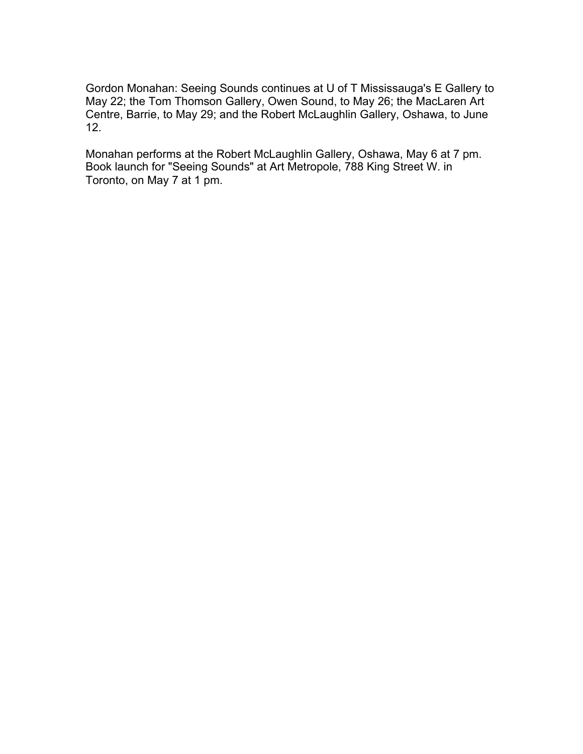Gordon Monahan: Seeing Sounds continues at U of T Mississauga's E Gallery to May 22; the Tom Thomson Gallery, Owen Sound, to May 26; the MacLaren Art Centre, Barrie, to May 29; and the Robert McLaughlin Gallery, Oshawa, to June 12.

Monahan performs at the Robert McLaughlin Gallery, Oshawa, May 6 at 7 pm. Book launch for "Seeing Sounds" at Art Metropole, 788 King Street W. in Toronto, on May 7 at 1 pm.